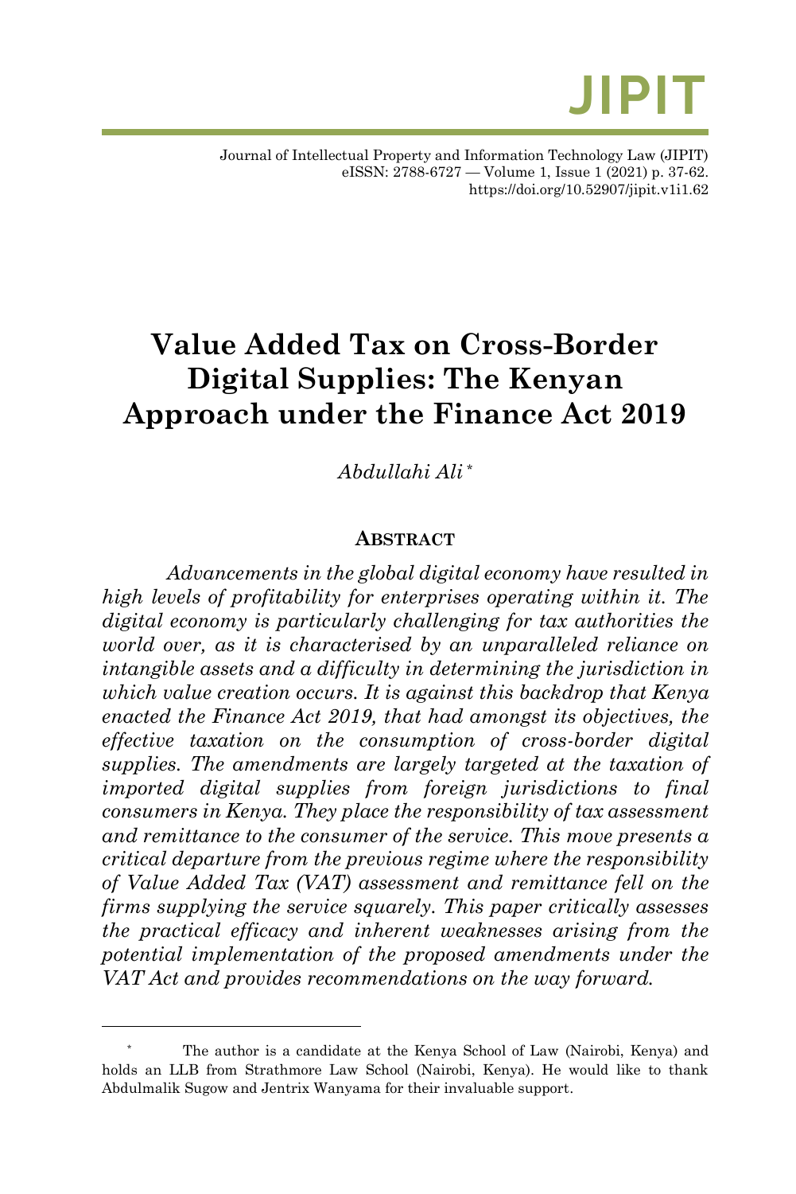# Value Added Tax on Cross-Border Digital Supplies: The Kenyan Approach under the Finance Act 2019

*Abdullahi Ali* [*]

## Abstract

*Advancements in the global digital economy have resulted in high levels of profitability for enterprises operating within it. The digital economy is particularly challenging for tax authorities the world over, as it is characterised by an unparalleled reliance on intangible assets and a difficulty in determining the jurisdiction in which value creation occurs. It is against this backdrop that Kenya enacted the Finance Act 2019, that had amongst its objectives, the effective taxation on the consumption of cross-border digital supplies. The amendments are largely targeted at the taxation of imported digital supplies from foreign jurisdictions to final consumers in Kenya. They place the responsibility of tax assessment and remittance to the consumer of the service. This move presents a critical departure from the previous regime where the responsibility of Value Added Tax (VAT) assessment and remittance fell on the firms supplying the service squarely. This paper critically assesses the practical efficacy and inherent weaknesses arising from the potential implementation of the proposed amendments under the VAT Act and provides recommendations on the way forward.*

---

[*] The author is a candidate at the Kenya School of Law (Nairobi, Kenya) and holds an LLB from Strathmore Law School (Nairobi, Kenya). He would like to thank Abdulmalik Sugow and Jentrix Wanyama for their invaluable support.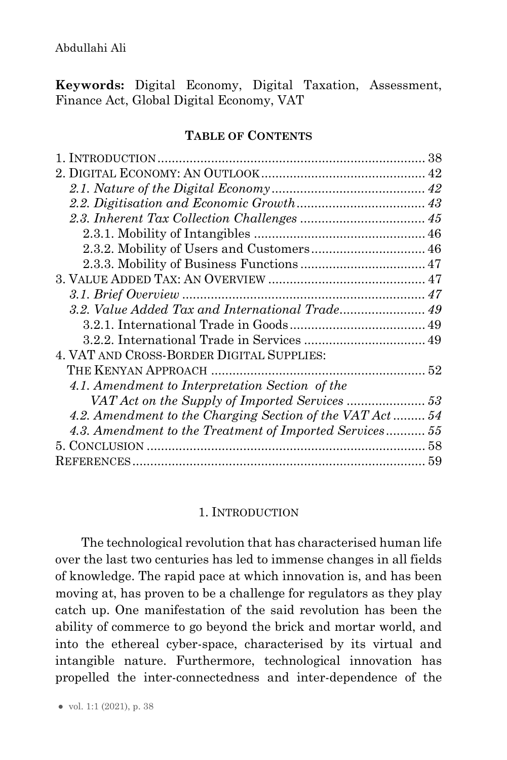Abdullahi Ali

**Keywords:** Digital Economy, Digital Taxation, Assessment, Finance Act, Global Digital Economy, VAT

**TABLE OF CONTENTS**

1. INTRODUCTION .......... 38
2. DIGITAL ECONOMY: AN OUTLOOK .......... 42
   *2.1. Nature of the Digital Economy* .......... *42*
   *2.2. Digitisation and Economic Growth* .......... *43*
   *2.3. Inherent Tax Collection Challenges* .......... *45*
      2.3.1. Mobility of Intangibles .......... 46
      2.3.2. Mobility of Users and Customers .......... 46
      2.3.3. Mobility of Business Functions .......... 47
3. VALUE ADDED TAX: AN OVERVIEW .......... 47
   *3.1. Brief Overview* .......... *47*
   *3.2. Value Added Tax and International Trade* .......... *49*
      3.2.1. International Trade in Goods .......... 49
      3.2.2. International Trade in Services .......... 49
4. VAT AND CROSS-BORDER DIGITAL SUPPLIES: THE KENYAN APPROACH .......... 52
   *4.1. Amendment to Interpretation Section of the VAT Act on the Supply of Imported Services* .......... *53*
   *4.2. Amendment to the Charging Section of the VAT Act* .......... *54*
   *4.3. Amendment to the Treatment of Imported Services* .......... *55*
5. CONCLUSION .......... 58
REFERENCES .......... 59

## 1. INTRODUCTION

The technological revolution that has characterised human life over the last two centuries has led to immense changes in all fields of knowledge. The rapid pace at which innovation is, and has been moving at, has proven to be a challenge for regulators as they play catch up. One manifestation of the said revolution has been the ability of commerce to go beyond the brick and mortar world, and into the ethereal cyber-space, characterised by its virtual and intangible nature. Furthermore, technological innovation has propelled the inter-connectedness and inter-dependence of the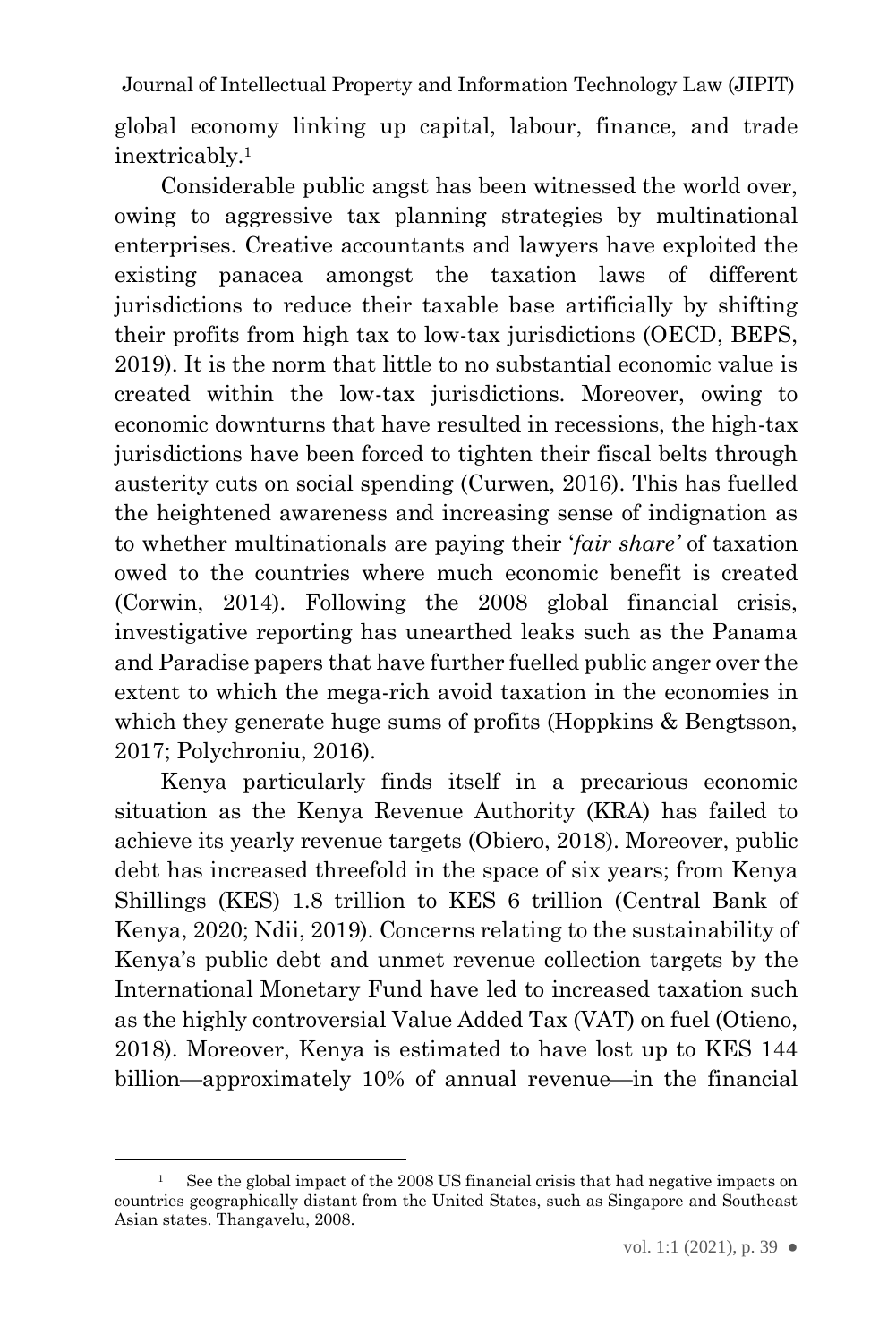global economy linking up capital, labour, finance, and trade inextricably.[1]

Considerable public angst has been witnessed the world over, owing to aggressive tax planning strategies by multinational enterprises. Creative accountants and lawyers have exploited the existing panacea amongst the taxation laws of different jurisdictions to reduce their taxable base artificially by shifting their profits from high tax to low-tax jurisdictions (OECD, BEPS, 2019). It is the norm that little to no substantial economic value is created within the low-tax jurisdictions. Moreover, owing to economic downturns that have resulted in recessions, the high-tax jurisdictions have been forced to tighten their fiscal belts through austerity cuts on social spending (Curwen, 2016). This has fuelled the heightened awareness and increasing sense of indignation as to whether multinationals are paying their '*fair share'* of taxation owed to the countries where much economic benefit is created (Corwin, 2014). Following the 2008 global financial crisis, investigative reporting has unearthed leaks such as the Panama and Paradise papers that have further fuelled public anger over the extent to which the mega-rich avoid taxation in the economies in which they generate huge sums of profits (Hoppkins & Bengtsson, 2017; Polychroniu, 2016).

Kenya particularly finds itself in a precarious economic situation as the Kenya Revenue Authority (KRA) has failed to achieve its yearly revenue targets (Obiero, 2018). Moreover, public debt has increased threefold in the space of six years; from Kenya Shillings (KES) 1.8 trillion to KES 6 trillion (Central Bank of Kenya, 2020; Ndii, 2019). Concerns relating to the sustainability of Kenya's public debt and unmet revenue collection targets by the International Monetary Fund have led to increased taxation such as the highly controversial Value Added Tax (VAT) on fuel (Otieno, 2018). Moreover, Kenya is estimated to have lost up to KES 144 billion—approximately 10% of annual revenue—in the financial

---

[1] See the global impact of the 2008 US financial crisis that had negative impacts on countries geographically distant from the United States, such as Singapore and Southeast Asian states. Thangavelu, 2008.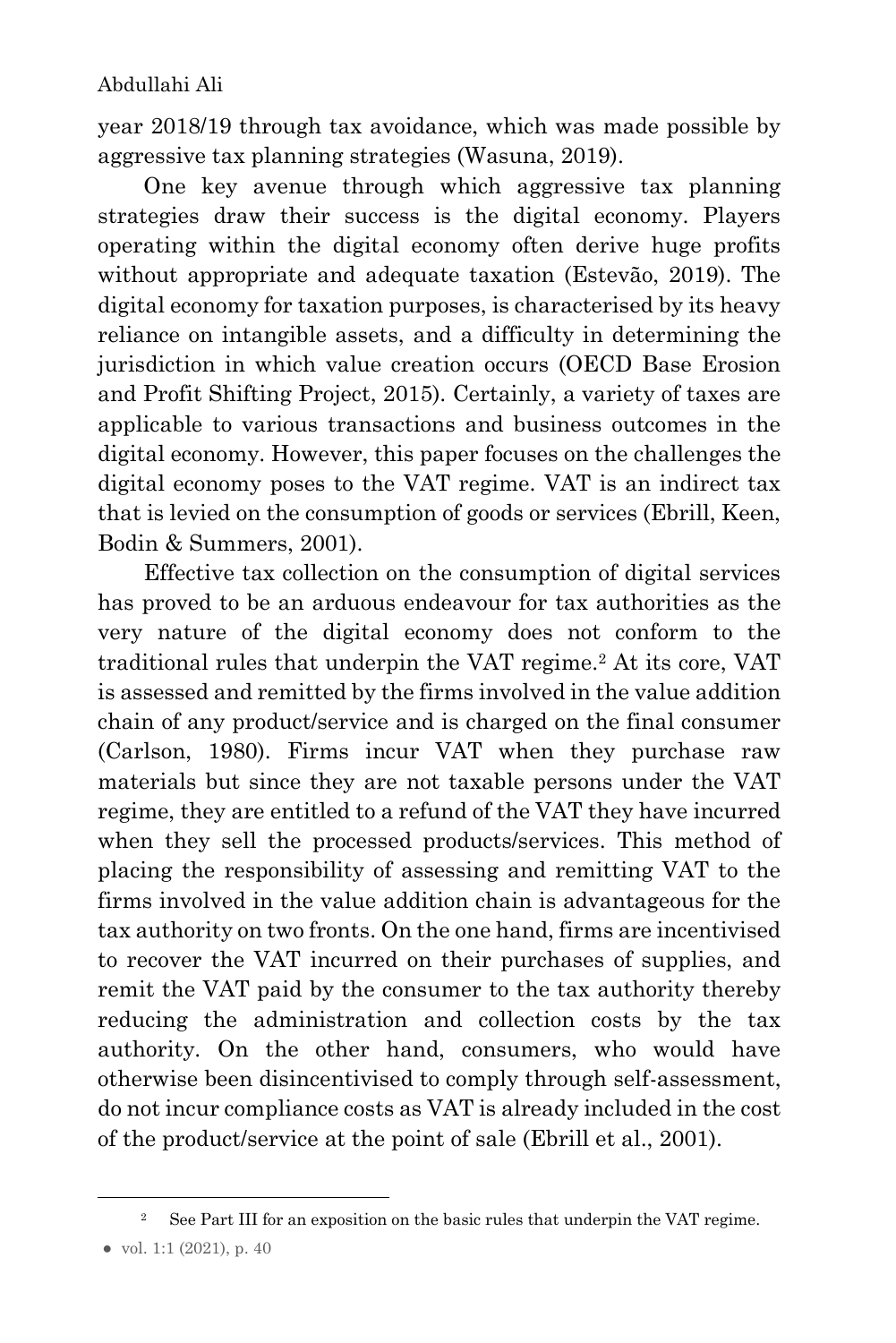year 2018/19 through tax avoidance, which was made possible by aggressive tax planning strategies (Wasuna, 2019).

One key avenue through which aggressive tax planning strategies draw their success is the digital economy. Players operating within the digital economy often derive huge profits without appropriate and adequate taxation (Estevão, 2019). The digital economy for taxation purposes, is characterised by its heavy reliance on intangible assets, and a difficulty in determining the jurisdiction in which value creation occurs (OECD Base Erosion and Profit Shifting Project, 2015). Certainly, a variety of taxes are applicable to various transactions and business outcomes in the digital economy. However, this paper focuses on the challenges the digital economy poses to the VAT regime. VAT is an indirect tax that is levied on the consumption of goods or services (Ebrill, Keen, Bodin & Summers, 2001).

Effective tax collection on the consumption of digital services has proved to be an arduous endeavour for tax authorities as the very nature of the digital economy does not conform to the traditional rules that underpin the VAT regime.[2] At its core, VAT is assessed and remitted by the firms involved in the value addition chain of any product/service and is charged on the final consumer (Carlson, 1980). Firms incur VAT when they purchase raw materials but since they are not taxable persons under the VAT regime, they are entitled to a refund of the VAT they have incurred when they sell the processed products/services. This method of placing the responsibility of assessing and remitting VAT to the firms involved in the value addition chain is advantageous for the tax authority on two fronts. On the one hand, firms are incentivised to recover the VAT incurred on their purchases of supplies, and remit the VAT paid by the consumer to the tax authority thereby reducing the administration and collection costs by the tax authority. On the other hand, consumers, who would have otherwise been disincentivised to comply through self-assessment, do not incur compliance costs as VAT is already included in the cost of the product/service at the point of sale (Ebrill et al., 2001).

[2] See Part III for an exposition on the basic rules that underpin the VAT regime.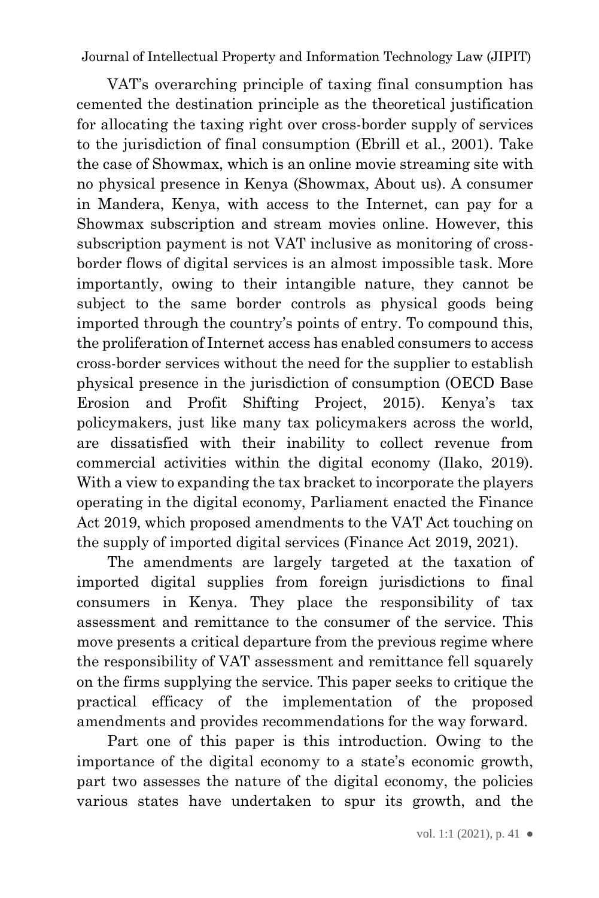VAT's overarching principle of taxing final consumption has cemented the destination principle as the theoretical justification for allocating the taxing right over cross-border supply of services to the jurisdiction of final consumption (Ebrill et al., 2001). Take the case of Showmax, which is an online movie streaming site with no physical presence in Kenya (Showmax, About us). A consumer in Mandera, Kenya, with access to the Internet, can pay for a Showmax subscription and stream movies online. However, this subscription payment is not VAT inclusive as monitoring of cross-border flows of digital services is an almost impossible task. More importantly, owing to their intangible nature, they cannot be subject to the same border controls as physical goods being imported through the country's points of entry. To compound this, the proliferation of Internet access has enabled consumers to access cross-border services without the need for the supplier to establish physical presence in the jurisdiction of consumption (OECD Base Erosion and Profit Shifting Project, 2015). Kenya's tax policymakers, just like many tax policymakers across the world, are dissatisfied with their inability to collect revenue from commercial activities within the digital economy (Ilako, 2019). With a view to expanding the tax bracket to incorporate the players operating in the digital economy, Parliament enacted the Finance Act 2019, which proposed amendments to the VAT Act touching on the supply of imported digital services (Finance Act 2019, 2021).

The amendments are largely targeted at the taxation of imported digital supplies from foreign jurisdictions to final consumers in Kenya. They place the responsibility of tax assessment and remittance to the consumer of the service. This move presents a critical departure from the previous regime where the responsibility of VAT assessment and remittance fell squarely on the firms supplying the service. This paper seeks to critique the practical efficacy of the implementation of the proposed amendments and provides recommendations for the way forward.

Part one of this paper is this introduction. Owing to the importance of the digital economy to a state's economic growth, part two assesses the nature of the digital economy, the policies various states have undertaken to spur its growth, and the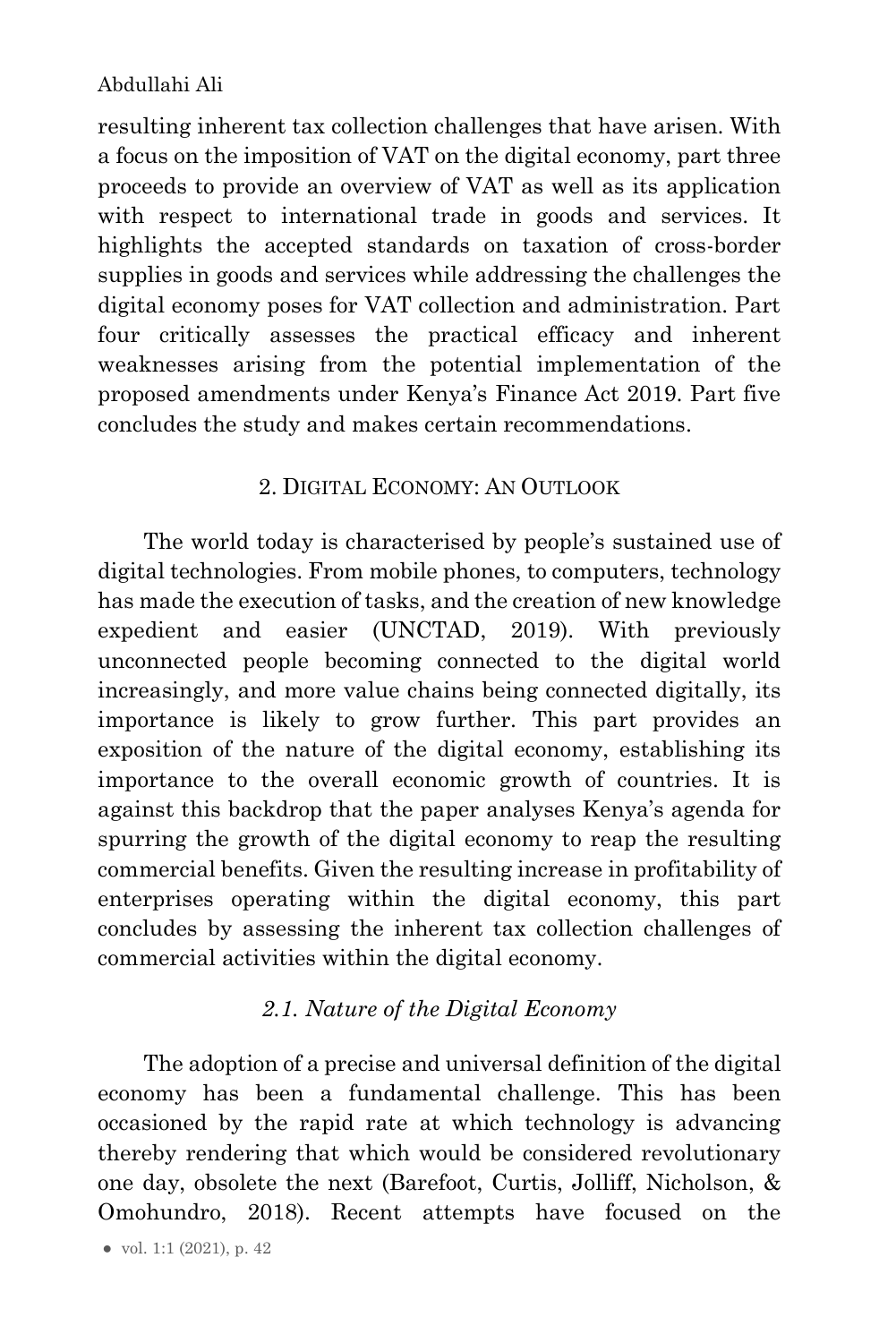resulting inherent tax collection challenges that have arisen. With a focus on the imposition of VAT on the digital economy, part three proceeds to provide an overview of VAT as well as its application with respect to international trade in goods and services. It highlights the accepted standards on taxation of cross-border supplies in goods and services while addressing the challenges the digital economy poses for VAT collection and administration. Part four critically assesses the practical efficacy and inherent weaknesses arising from the potential implementation of the proposed amendments under Kenya's Finance Act 2019. Part five concludes the study and makes certain recommendations.

## 2. DIGITAL ECONOMY: AN OUTLOOK

The world today is characterised by people's sustained use of digital technologies. From mobile phones, to computers, technology has made the execution of tasks, and the creation of new knowledge expedient and easier (UNCTAD, 2019). With previously unconnected people becoming connected to the digital world increasingly, and more value chains being connected digitally, its importance is likely to grow further. This part provides an exposition of the nature of the digital economy, establishing its importance to the overall economic growth of countries. It is against this backdrop that the paper analyses Kenya's agenda for spurring the growth of the digital economy to reap the resulting commercial benefits. Given the resulting increase in profitability of enterprises operating within the digital economy, this part concludes by assessing the inherent tax collection challenges of commercial activities within the digital economy.

### *2.1. Nature of the Digital Economy*

The adoption of a precise and universal definition of the digital economy has been a fundamental challenge. This has been occasioned by the rapid rate at which technology is advancing thereby rendering that which would be considered revolutionary one day, obsolete the next (Barefoot, Curtis, Jolliff, Nicholson, & Omohundro, 2018). Recent attempts have focused on the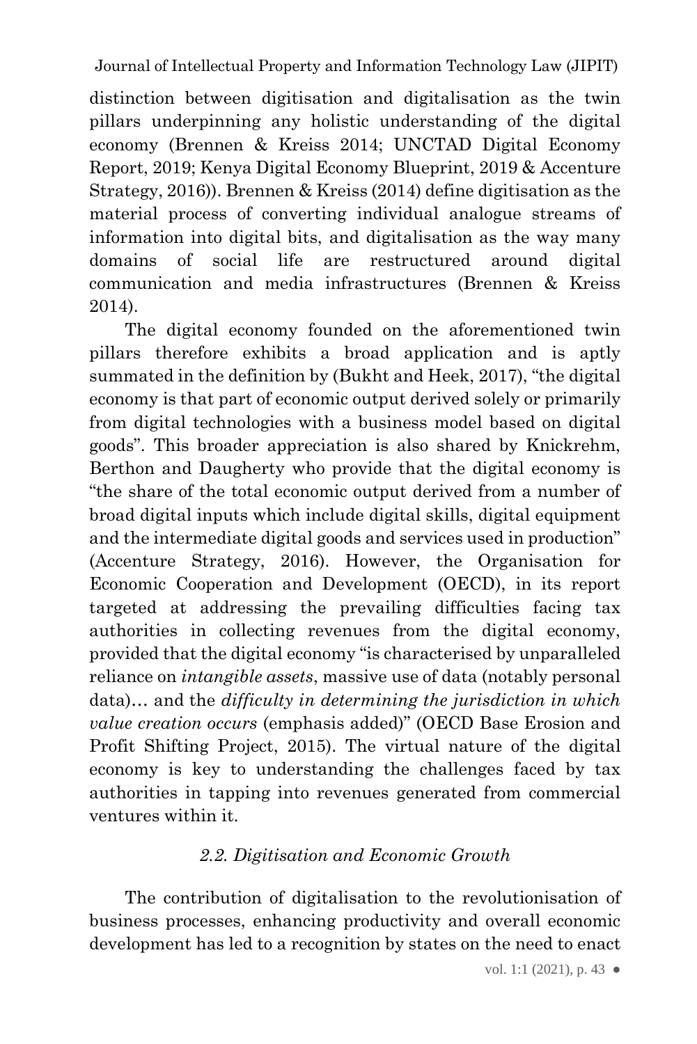distinction between digitisation and digitalisation as the twin pillars underpinning any holistic understanding of the digital economy (Brennen & Kreiss 2014; UNCTAD Digital Economy Report, 2019; Kenya Digital Economy Blueprint, 2019 & Accenture Strategy, 2016)). Brennen & Kreiss (2014) define digitisation as the material process of converting individual analogue streams of information into digital bits, and digitalisation as the way many domains of social life are restructured around digital communication and media infrastructures (Brennen & Kreiss 2014).

The digital economy founded on the aforementioned twin pillars therefore exhibits a broad application and is aptly summated in the definition by (Bukht and Heek, 2017), "the digital economy is that part of economic output derived solely or primarily from digital technologies with a business model based on digital goods". This broader appreciation is also shared by Knickrehm, Berthon and Daugherty who provide that the digital economy is "the share of the total economic output derived from a number of broad digital inputs which include digital skills, digital equipment and the intermediate digital goods and services used in production" (Accenture Strategy, 2016). However, the Organisation for Economic Cooperation and Development (OECD), in its report targeted at addressing the prevailing difficulties facing tax authorities in collecting revenues from the digital economy, provided that the digital economy "is characterised by unparalleled reliance on *intangible assets*, massive use of data (notably personal data)… and the *difficulty in determining the jurisdiction in which value creation occurs* (emphasis added)" (OECD Base Erosion and Profit Shifting Project, 2015). The virtual nature of the digital economy is key to understanding the challenges faced by tax authorities in tapping into revenues generated from commercial ventures within it.

### *2.2. Digitisation and Economic Growth*

The contribution of digitalisation to the revolutionisation of business processes, enhancing productivity and overall economic development has led to a recognition by states on the need to enact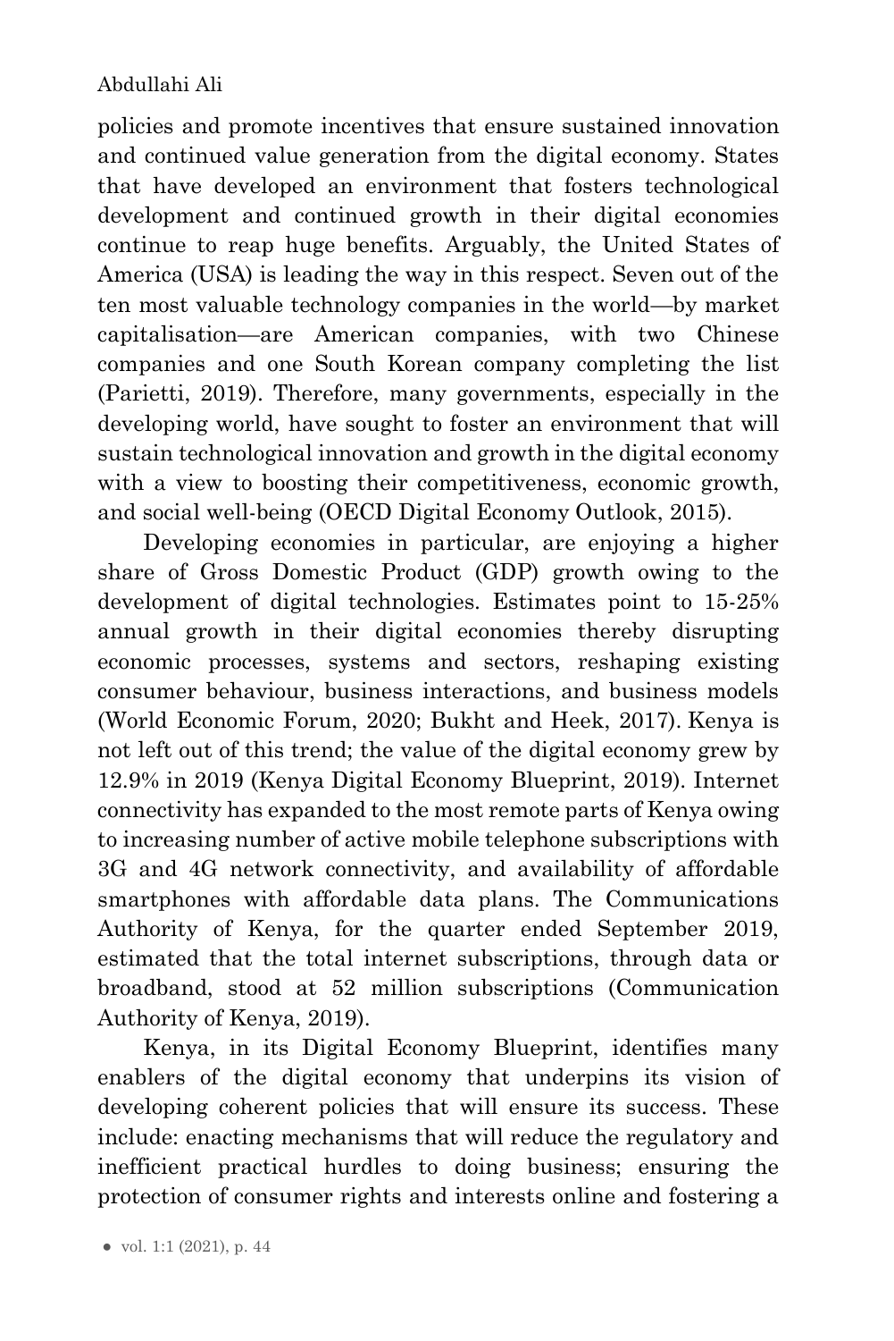policies and promote incentives that ensure sustained innovation and continued value generation from the digital economy. States that have developed an environment that fosters technological development and continued growth in their digital economies continue to reap huge benefits. Arguably, the United States of America (USA) is leading the way in this respect. Seven out of the ten most valuable technology companies in the world—by market capitalisation—are American companies, with two Chinese companies and one South Korean company completing the list (Parietti, 2019). Therefore, many governments, especially in the developing world, have sought to foster an environment that will sustain technological innovation and growth in the digital economy with a view to boosting their competitiveness, economic growth, and social well-being (OECD Digital Economy Outlook, 2015).

Developing economies in particular, are enjoying a higher share of Gross Domestic Product (GDP) growth owing to the development of digital technologies. Estimates point to 15-25% annual growth in their digital economies thereby disrupting economic processes, systems and sectors, reshaping existing consumer behaviour, business interactions, and business models (World Economic Forum, 2020; Bukht and Heek, 2017). Kenya is not left out of this trend; the value of the digital economy grew by 12.9% in 2019 (Kenya Digital Economy Blueprint, 2019). Internet connectivity has expanded to the most remote parts of Kenya owing to increasing number of active mobile telephone subscriptions with 3G and 4G network connectivity, and availability of affordable smartphones with affordable data plans. The Communications Authority of Kenya, for the quarter ended September 2019, estimated that the total internet subscriptions, through data or broadband, stood at 52 million subscriptions (Communication Authority of Kenya, 2019).

Kenya, in its Digital Economy Blueprint, identifies many enablers of the digital economy that underpins its vision of developing coherent policies that will ensure its success. These include: enacting mechanisms that will reduce the regulatory and inefficient practical hurdles to doing business; ensuring the protection of consumer rights and interests online and fostering a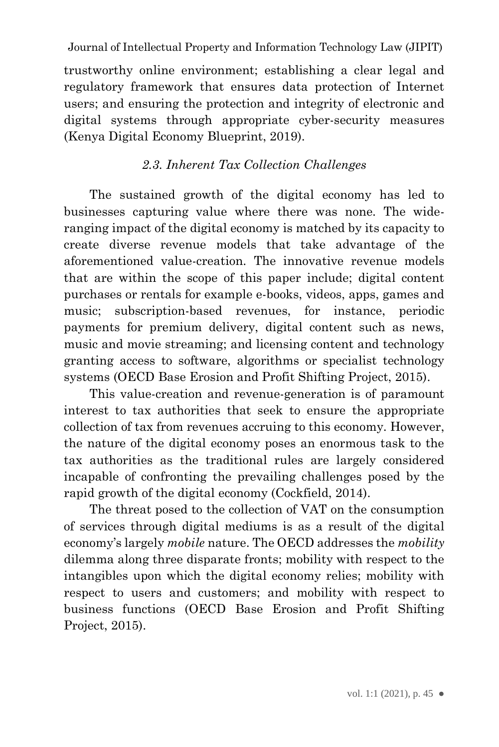trustworthy online environment; establishing a clear legal and regulatory framework that ensures data protection of Internet users; and ensuring the protection and integrity of electronic and digital systems through appropriate cyber-security measures (Kenya Digital Economy Blueprint, 2019).

### *2.3. Inherent Tax Collection Challenges*

The sustained growth of the digital economy has led to businesses capturing value where there was none. The wide-ranging impact of the digital economy is matched by its capacity to create diverse revenue models that take advantage of the aforementioned value-creation. The innovative revenue models that are within the scope of this paper include; digital content purchases or rentals for example e-books, videos, apps, games and music; subscription-based revenues, for instance, periodic payments for premium delivery, digital content such as news, music and movie streaming; and licensing content and technology granting access to software, algorithms or specialist technology systems (OECD Base Erosion and Profit Shifting Project, 2015).

This value-creation and revenue-generation is of paramount interest to tax authorities that seek to ensure the appropriate collection of tax from revenues accruing to this economy. However, the nature of the digital economy poses an enormous task to the tax authorities as the traditional rules are largely considered incapable of confronting the prevailing challenges posed by the rapid growth of the digital economy (Cockfield, 2014).

The threat posed to the collection of VAT on the consumption of services through digital mediums is as a result of the digital economy's largely *mobile* nature. The OECD addresses the *mobility* dilemma along three disparate fronts; mobility with respect to the intangibles upon which the digital economy relies; mobility with respect to users and customers; and mobility with respect to business functions (OECD Base Erosion and Profit Shifting Project, 2015).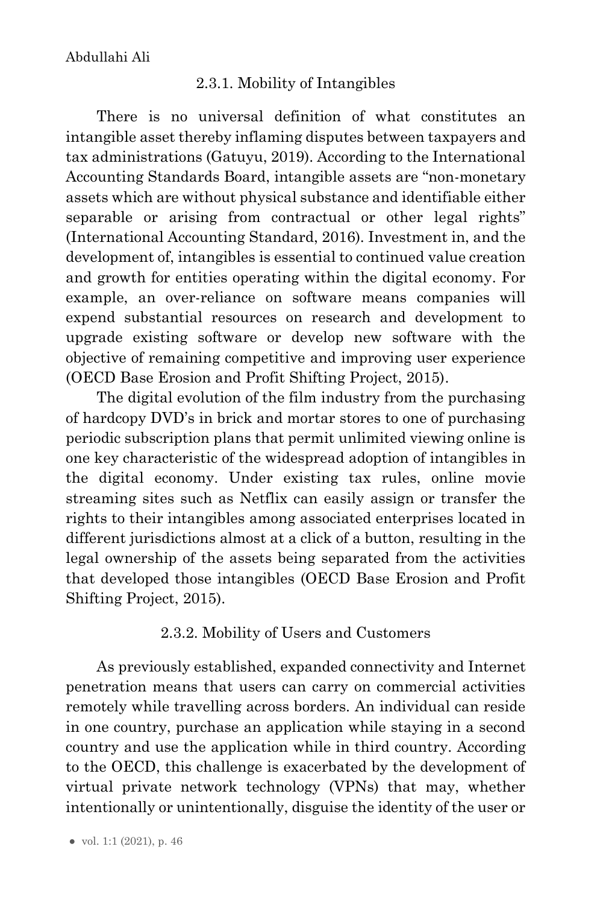### 2.3.1. Mobility of Intangibles

There is no universal definition of what constitutes an intangible asset thereby inflaming disputes between taxpayers and tax administrations (Gatuyu, 2019). According to the International Accounting Standards Board, intangible assets are "non-monetary assets which are without physical substance and identifiable either separable or arising from contractual or other legal rights" (International Accounting Standard, 2016). Investment in, and the development of, intangibles is essential to continued value creation and growth for entities operating within the digital economy. For example, an over-reliance on software means companies will expend substantial resources on research and development to upgrade existing software or develop new software with the objective of remaining competitive and improving user experience (OECD Base Erosion and Profit Shifting Project, 2015).

The digital evolution of the film industry from the purchasing of hardcopy DVD's in brick and mortar stores to one of purchasing periodic subscription plans that permit unlimited viewing online is one key characteristic of the widespread adoption of intangibles in the digital economy. Under existing tax rules, online movie streaming sites such as Netflix can easily assign or transfer the rights to their intangibles among associated enterprises located in different jurisdictions almost at a click of a button, resulting in the legal ownership of the assets being separated from the activities that developed those intangibles (OECD Base Erosion and Profit Shifting Project, 2015).

### 2.3.2. Mobility of Users and Customers

As previously established, expanded connectivity and Internet penetration means that users can carry on commercial activities remotely while travelling across borders. An individual can reside in one country, purchase an application while staying in a second country and use the application while in third country. According to the OECD, this challenge is exacerbated by the development of virtual private network technology (VPNs) that may, whether intentionally or unintentionally, disguise the identity of the user or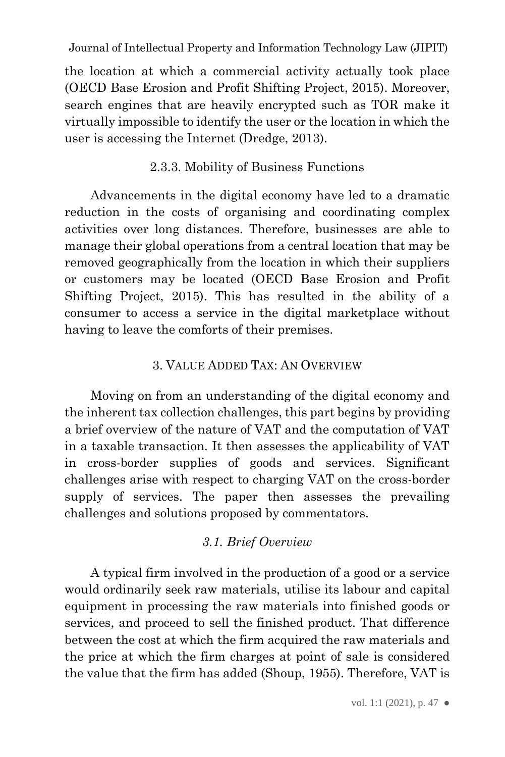the location at which a commercial activity actually took place (OECD Base Erosion and Profit Shifting Project, 2015). Moreover, search engines that are heavily encrypted such as TOR make it virtually impossible to identify the user or the location in which the user is accessing the Internet (Dredge, 2013).

### 2.3.3. Mobility of Business Functions

Advancements in the digital economy have led to a dramatic reduction in the costs of organising and coordinating complex activities over long distances. Therefore, businesses are able to manage their global operations from a central location that may be removed geographically from the location in which their suppliers or customers may be located (OECD Base Erosion and Profit Shifting Project, 2015). This has resulted in the ability of a consumer to access a service in the digital marketplace without having to leave the comforts of their premises.

## 3. Value Added Tax: An Overview

Moving on from an understanding of the digital economy and the inherent tax collection challenges, this part begins by providing a brief overview of the nature of VAT and the computation of VAT in a taxable transaction. It then assesses the applicability of VAT in cross-border supplies of goods and services. Significant challenges arise with respect to charging VAT on the cross-border supply of services. The paper then assesses the prevailing challenges and solutions proposed by commentators.

### *3.1. Brief Overview*

A typical firm involved in the production of a good or a service would ordinarily seek raw materials, utilise its labour and capital equipment in processing the raw materials into finished goods or services, and proceed to sell the finished product. That difference between the cost at which the firm acquired the raw materials and the price at which the firm charges at point of sale is considered the value that the firm has added (Shoup, 1955). Therefore, VAT is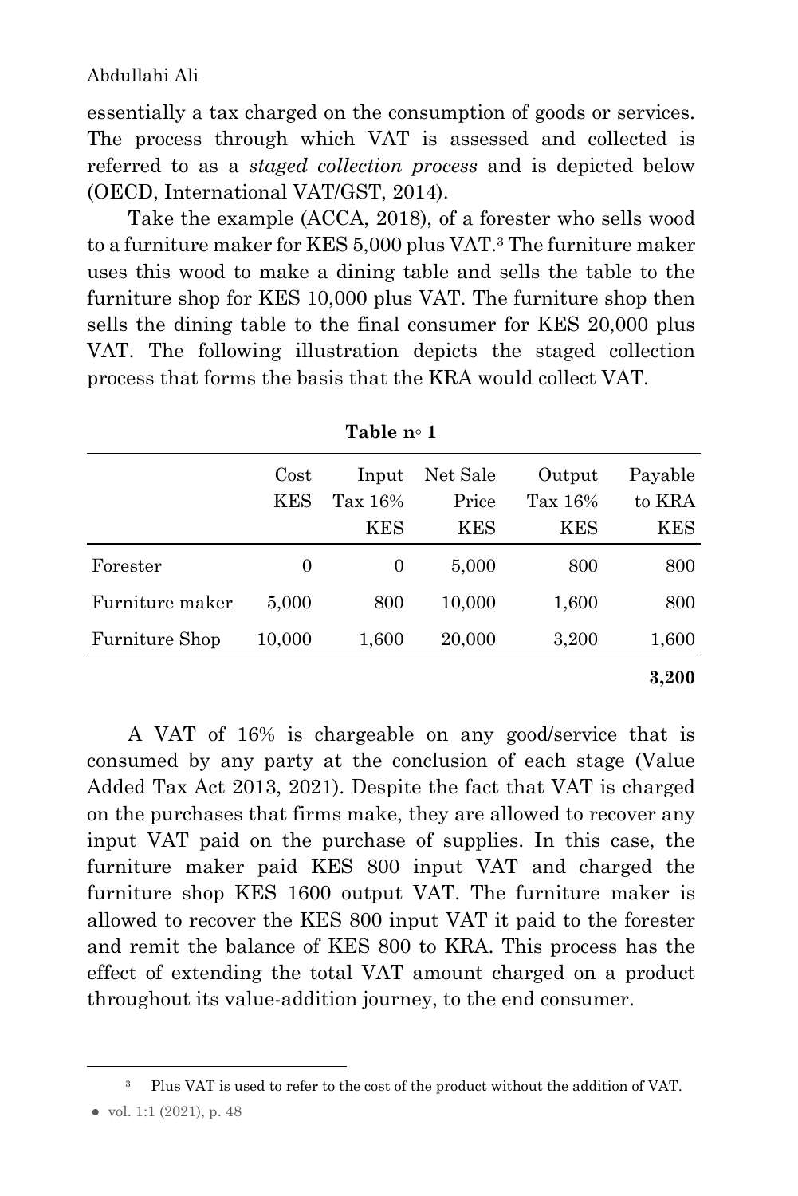essentially a tax charged on the consumption of goods or services. The process through which VAT is assessed and collected is referred to as a *staged collection process* and is depicted below (OECD, International VAT/GST, 2014).

Take the example (ACCA, 2018), of a forester who sells wood to a furniture maker for KES 5,000 plus VAT.[3] The furniture maker uses this wood to make a dining table and sells the table to the furniture shop for KES 10,000 plus VAT. The furniture shop then sells the dining table to the final consumer for KES 20,000 plus VAT. The following illustration depicts the staged collection process that forms the basis that the KRA would collect VAT.

**Table n◦ 1**

| | Cost KES | Input Tax 16% KES | Net Sale Price KES | Output Tax 16% KES | Payable to KRA KES |
|---|---|---|---|---|---|
| Forester | 0 | 0 | 5,000 | 800 | 800 |
| Furniture maker | 5,000 | 800 | 10,000 | 1,600 | 800 |
| Furniture Shop | 10,000 | 1,600 | 20,000 | 3,200 | 1,600 |
| | | | | | **3,200** |

A VAT of 16% is chargeable on any good/service that is consumed by any party at the conclusion of each stage (Value Added Tax Act 2013, 2021). Despite the fact that VAT is charged on the purchases that firms make, they are allowed to recover any input VAT paid on the purchase of supplies. In this case, the furniture maker paid KES 800 input VAT and charged the furniture shop KES 1600 output VAT. The furniture maker is allowed to recover the KES 800 input VAT it paid to the forester and remit the balance of KES 800 to KRA. This process has the effect of extending the total VAT amount charged on a product throughout its value-addition journey, to the end consumer.

[3] Plus VAT is used to refer to the cost of the product without the addition of VAT.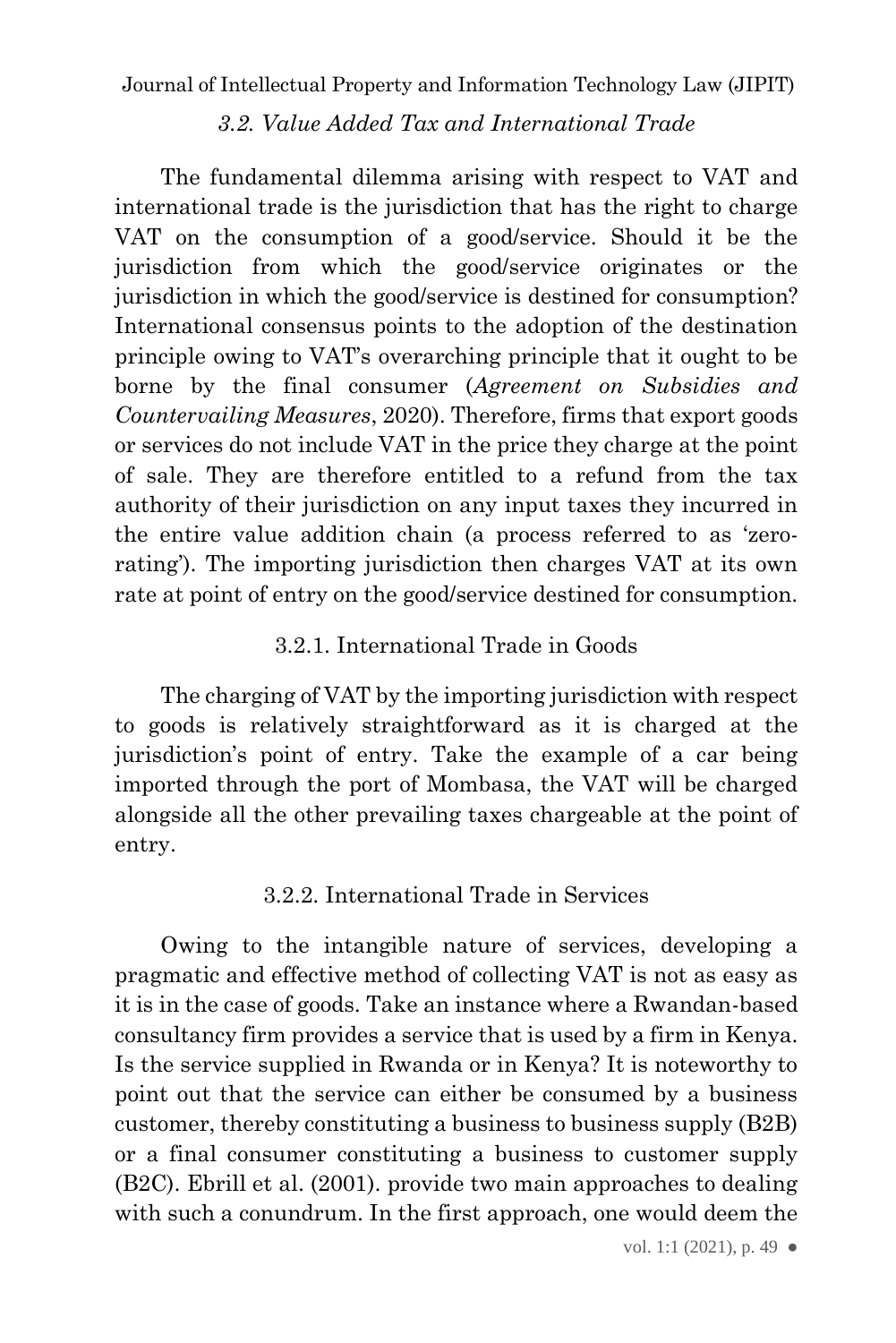### *3.2. Value Added Tax and International Trade*

The fundamental dilemma arising with respect to VAT and international trade is the jurisdiction that has the right to charge VAT on the consumption of a good/service. Should it be the jurisdiction from which the good/service originates or the jurisdiction in which the good/service is destined for consumption? International consensus points to the adoption of the destination principle owing to VAT's overarching principle that it ought to be borne by the final consumer (*Agreement on Subsidies and Countervailing Measures*, 2020). Therefore, firms that export goods or services do not include VAT in the price they charge at the point of sale. They are therefore entitled to a refund from the tax authority of their jurisdiction on any input taxes they incurred in the entire value addition chain (a process referred to as 'zero-rating'). The importing jurisdiction then charges VAT at its own rate at point of entry on the good/service destined for consumption.

#### 3.2.1. International Trade in Goods

The charging of VAT by the importing jurisdiction with respect to goods is relatively straightforward as it is charged at the jurisdiction's point of entry. Take the example of a car being imported through the port of Mombasa, the VAT will be charged alongside all the other prevailing taxes chargeable at the point of entry.

#### 3.2.2. International Trade in Services

Owing to the intangible nature of services, developing a pragmatic and effective method of collecting VAT is not as easy as it is in the case of goods. Take an instance where a Rwandan-based consultancy firm provides a service that is used by a firm in Kenya. Is the service supplied in Rwanda or in Kenya? It is noteworthy to point out that the service can either be consumed by a business customer, thereby constituting a business to business supply (B2B) or a final consumer constituting a business to customer supply (B2C). Ebrill et al. (2001). provide two main approaches to dealing with such a conundrum. In the first approach, one would deem the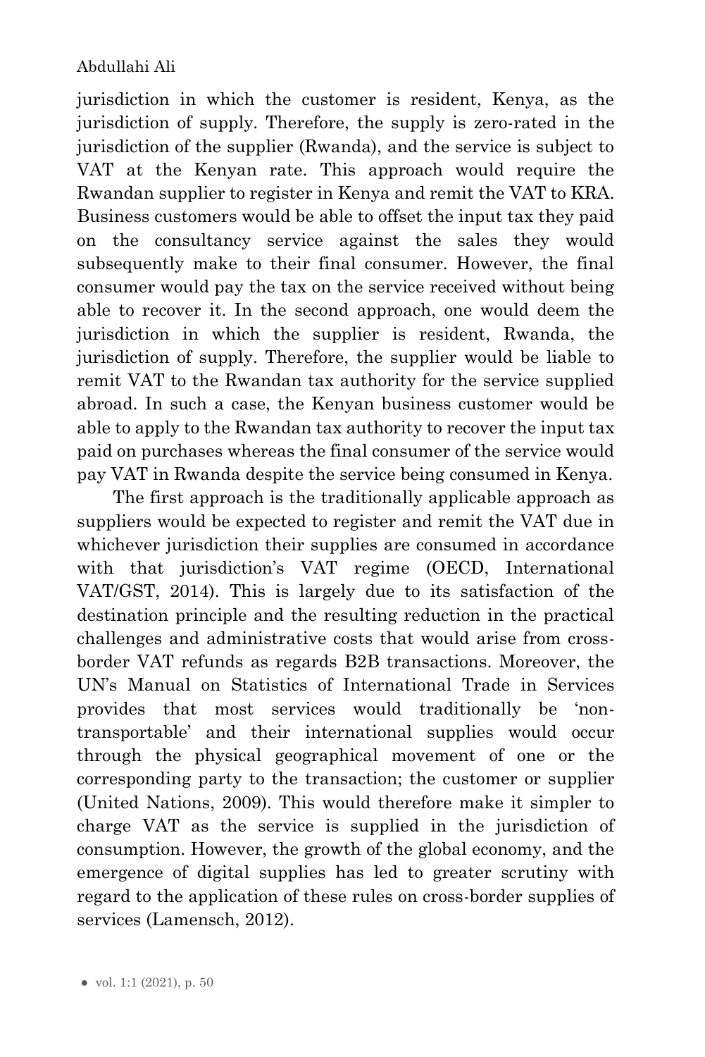jurisdiction in which the customer is resident, Kenya, as the jurisdiction of supply. Therefore, the supply is zero-rated in the jurisdiction of the supplier (Rwanda), and the service is subject to VAT at the Kenyan rate. This approach would require the Rwandan supplier to register in Kenya and remit the VAT to KRA. Business customers would be able to offset the input tax they paid on the consultancy service against the sales they would subsequently make to their final consumer. However, the final consumer would pay the tax on the service received without being able to recover it. In the second approach, one would deem the jurisdiction in which the supplier is resident, Rwanda, the jurisdiction of supply. Therefore, the supplier would be liable to remit VAT to the Rwandan tax authority for the service supplied abroad. In such a case, the Kenyan business customer would be able to apply to the Rwandan tax authority to recover the input tax paid on purchases whereas the final consumer of the service would pay VAT in Rwanda despite the service being consumed in Kenya.

The first approach is the traditionally applicable approach as suppliers would be expected to register and remit the VAT due in whichever jurisdiction their supplies are consumed in accordance with that jurisdiction's VAT regime (OECD, International VAT/GST, 2014). This is largely due to its satisfaction of the destination principle and the resulting reduction in the practical challenges and administrative costs that would arise from cross-border VAT refunds as regards B2B transactions. Moreover, the UN's Manual on Statistics of International Trade in Services provides that most services would traditionally be 'non-transportable' and their international supplies would occur through the physical geographical movement of one or the corresponding party to the transaction; the customer or supplier (United Nations, 2009). This would therefore make it simpler to charge VAT as the service is supplied in the jurisdiction of consumption. However, the growth of the global economy, and the emergence of digital supplies has led to greater scrutiny with regard to the application of these rules on cross-border supplies of services (Lamensch, 2012).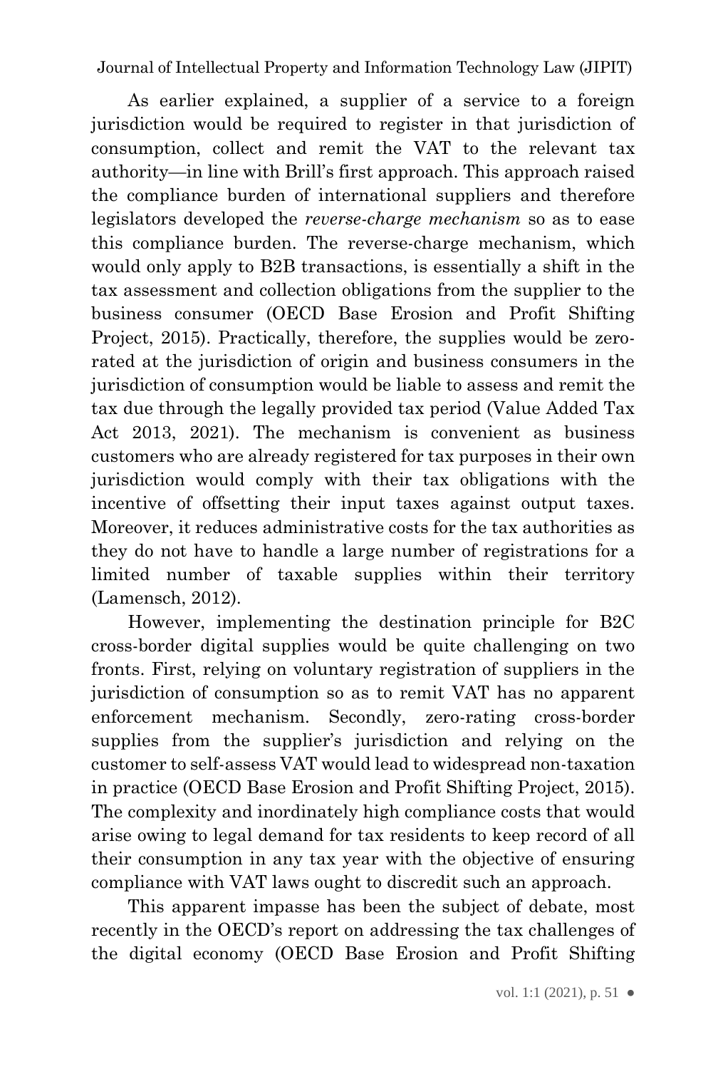As earlier explained, a supplier of a service to a foreign jurisdiction would be required to register in that jurisdiction of consumption, collect and remit the VAT to the relevant tax authority—in line with Brill's first approach. This approach raised the compliance burden of international suppliers and therefore legislators developed the *reverse-charge mechanism* so as to ease this compliance burden. The reverse-charge mechanism, which would only apply to B2B transactions, is essentially a shift in the tax assessment and collection obligations from the supplier to the business consumer (OECD Base Erosion and Profit Shifting Project, 2015). Practically, therefore, the supplies would be zero-rated at the jurisdiction of origin and business consumers in the jurisdiction of consumption would be liable to assess and remit the tax due through the legally provided tax period (Value Added Tax Act 2013, 2021). The mechanism is convenient as business customers who are already registered for tax purposes in their own jurisdiction would comply with their tax obligations with the incentive of offsetting their input taxes against output taxes. Moreover, it reduces administrative costs for the tax authorities as they do not have to handle a large number of registrations for a limited number of taxable supplies within their territory (Lamensch, 2012).

However, implementing the destination principle for B2C cross-border digital supplies would be quite challenging on two fronts. First, relying on voluntary registration of suppliers in the jurisdiction of consumption so as to remit VAT has no apparent enforcement mechanism. Secondly, zero-rating cross-border supplies from the supplier's jurisdiction and relying on the customer to self-assess VAT would lead to widespread non-taxation in practice (OECD Base Erosion and Profit Shifting Project, 2015). The complexity and inordinately high compliance costs that would arise owing to legal demand for tax residents to keep record of all their consumption in any tax year with the objective of ensuring compliance with VAT laws ought to discredit such an approach.

This apparent impasse has been the subject of debate, most recently in the OECD's report on addressing the tax challenges of the digital economy (OECD Base Erosion and Profit Shifting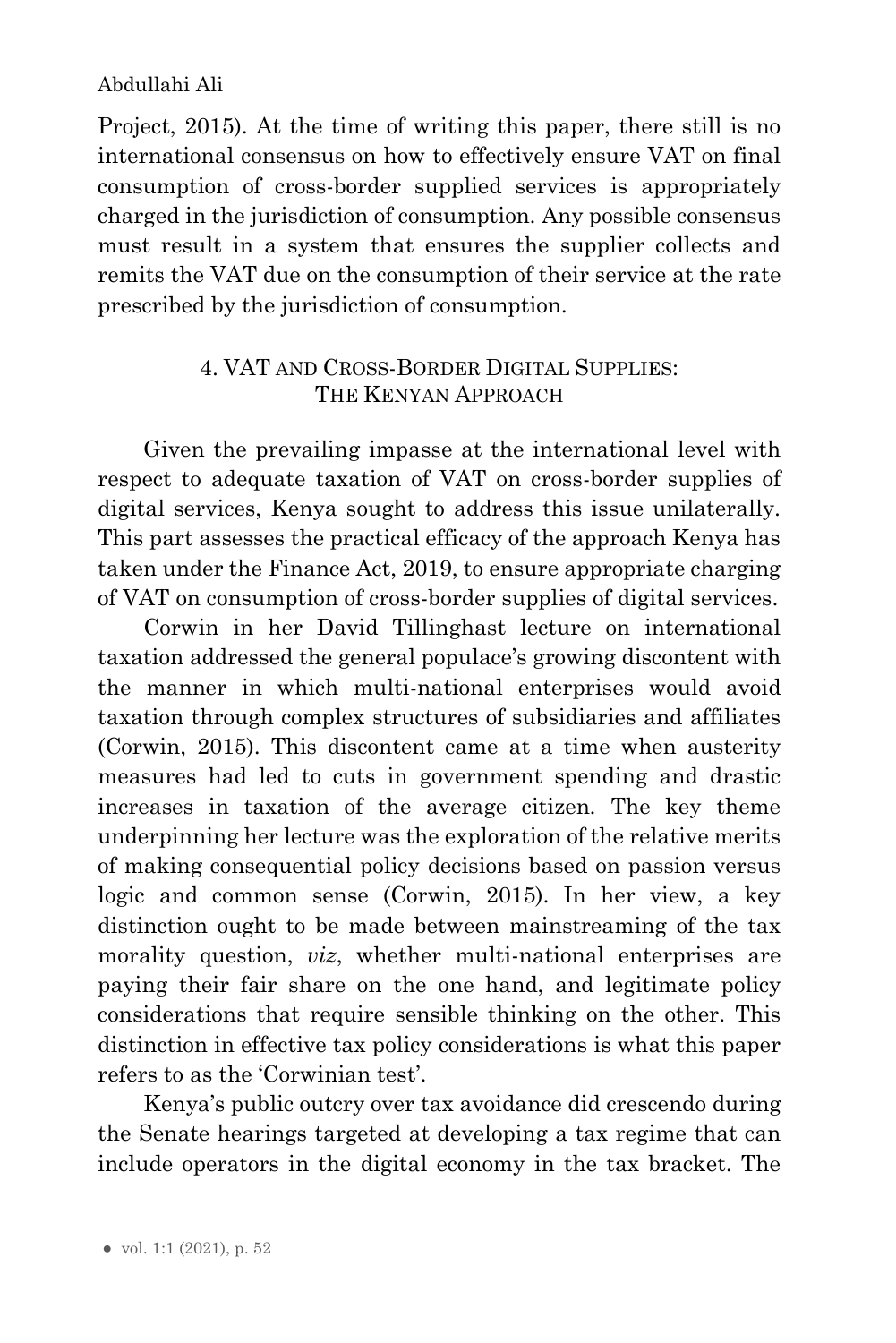Project, 2015). At the time of writing this paper, there still is no international consensus on how to effectively ensure VAT on final consumption of cross-border supplied services is appropriately charged in the jurisdiction of consumption. Any possible consensus must result in a system that ensures the supplier collects and remits the VAT due on the consumption of their service at the rate prescribed by the jurisdiction of consumption.

## 4. VAT and Cross-Border Digital Supplies: The Kenyan Approach

Given the prevailing impasse at the international level with respect to adequate taxation of VAT on cross-border supplies of digital services, Kenya sought to address this issue unilaterally. This part assesses the practical efficacy of the approach Kenya has taken under the Finance Act, 2019, to ensure appropriate charging of VAT on consumption of cross-border supplies of digital services.

Corwin in her David Tillinghast lecture on international taxation addressed the general populace's growing discontent with the manner in which multi-national enterprises would avoid taxation through complex structures of subsidiaries and affiliates (Corwin, 2015). This discontent came at a time when austerity measures had led to cuts in government spending and drastic increases in taxation of the average citizen. The key theme underpinning her lecture was the exploration of the relative merits of making consequential policy decisions based on passion versus logic and common sense (Corwin, 2015). In her view, a key distinction ought to be made between mainstreaming of the tax morality question, *viz*, whether multi-national enterprises are paying their fair share on the one hand, and legitimate policy considerations that require sensible thinking on the other. This distinction in effective tax policy considerations is what this paper refers to as the 'Corwinian test'.

Kenya's public outcry over tax avoidance did crescendo during the Senate hearings targeted at developing a tax regime that can include operators in the digital economy in the tax bracket. The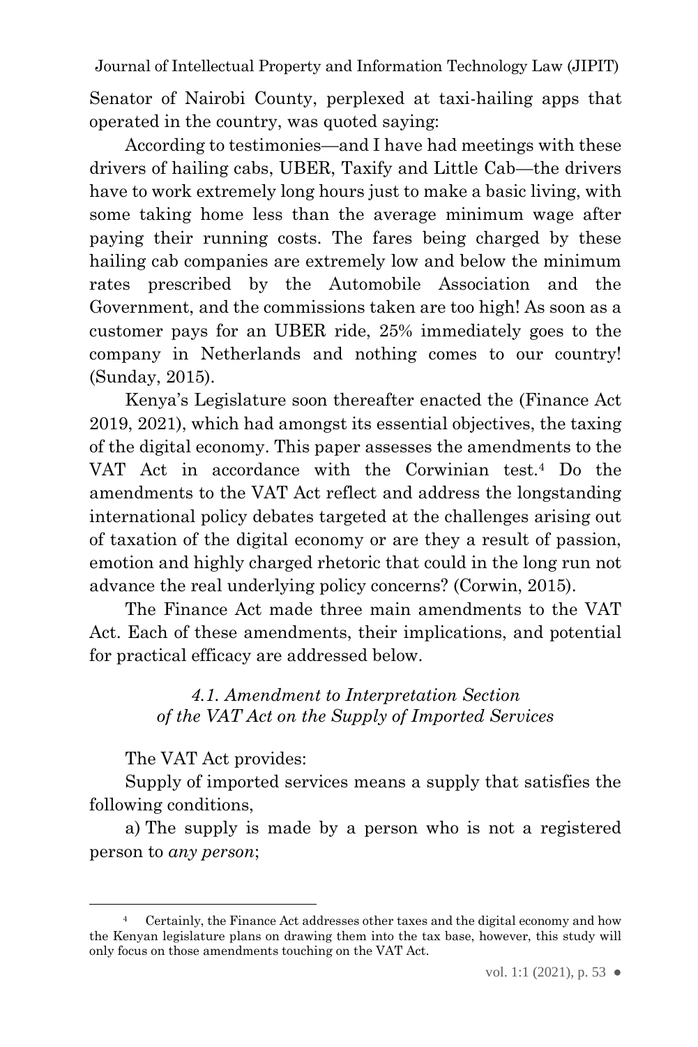Senator of Nairobi County, perplexed at taxi-hailing apps that operated in the country, was quoted saying:

According to testimonies—and I have had meetings with these drivers of hailing cabs, UBER, Taxify and Little Cab—the drivers have to work extremely long hours just to make a basic living, with some taking home less than the average minimum wage after paying their running costs. The fares being charged by these hailing cab companies are extremely low and below the minimum rates prescribed by the Automobile Association and the Government, and the commissions taken are too high! As soon as a customer pays for an UBER ride, 25% immediately goes to the company in Netherlands and nothing comes to our country! (Sunday, 2015).

Kenya's Legislature soon thereafter enacted the (Finance Act 2019, 2021), which had amongst its essential objectives, the taxing of the digital economy. This paper assesses the amendments to the VAT Act in accordance with the Corwinian test.[4] Do the amendments to the VAT Act reflect and address the longstanding international policy debates targeted at the challenges arising out of taxation of the digital economy or are they a result of passion, emotion and highly charged rhetoric that could in the long run not advance the real underlying policy concerns? (Corwin, 2015).

The Finance Act made three main amendments to the VAT Act. Each of these amendments, their implications, and potential for practical efficacy are addressed below.

### *4.1. Amendment to Interpretation Section of the VAT Act on the Supply of Imported Services*

The VAT Act provides:

Supply of imported services means a supply that satisfies the following conditions,

a) The supply is made by a person who is not a registered person to *any person*;

---

[4] Certainly, the Finance Act addresses other taxes and the digital economy and how the Kenyan legislature plans on drawing them into the tax base, however, this study will only focus on those amendments touching on the VAT Act.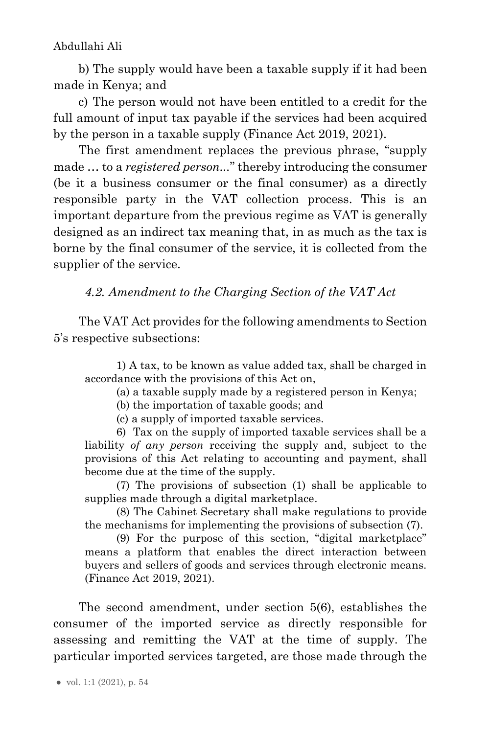b) The supply would have been a taxable supply if it had been made in Kenya; and

c) The person would not have been entitled to a credit for the full amount of input tax payable if the services had been acquired by the person in a taxable supply (Finance Act 2019, 2021).

The first amendment replaces the previous phrase, "supply made … to a *registered person*..." thereby introducing the consumer (be it a business consumer or the final consumer) as a directly responsible party in the VAT collection process. This is an important departure from the previous regime as VAT is generally designed as an indirect tax meaning that, in as much as the tax is borne by the final consumer of the service, it is collected from the supplier of the service.

### *4.2. Amendment to the Charging Section of the VAT Act*

The VAT Act provides for the following amendments to Section 5's respective subsections:

> 1) A tax, to be known as value added tax, shall be charged in accordance with the provisions of this Act on,
>
> (a) a taxable supply made by a registered person in Kenya;
>
> (b) the importation of taxable goods; and
>
> (c) a supply of imported taxable services.
>
> 6) Tax on the supply of imported taxable services shall be a liability *of any person* receiving the supply and, subject to the provisions of this Act relating to accounting and payment, shall become due at the time of the supply.
>
> (7) The provisions of subsection (1) shall be applicable to supplies made through a digital marketplace.
>
> (8) The Cabinet Secretary shall make regulations to provide the mechanisms for implementing the provisions of subsection (7).
>
> (9) For the purpose of this section, "digital marketplace" means a platform that enables the direct interaction between buyers and sellers of goods and services through electronic means. (Finance Act 2019, 2021).

The second amendment, under section 5(6), establishes the consumer of the imported service as directly responsible for assessing and remitting the VAT at the time of supply. The particular imported services targeted, are those made through the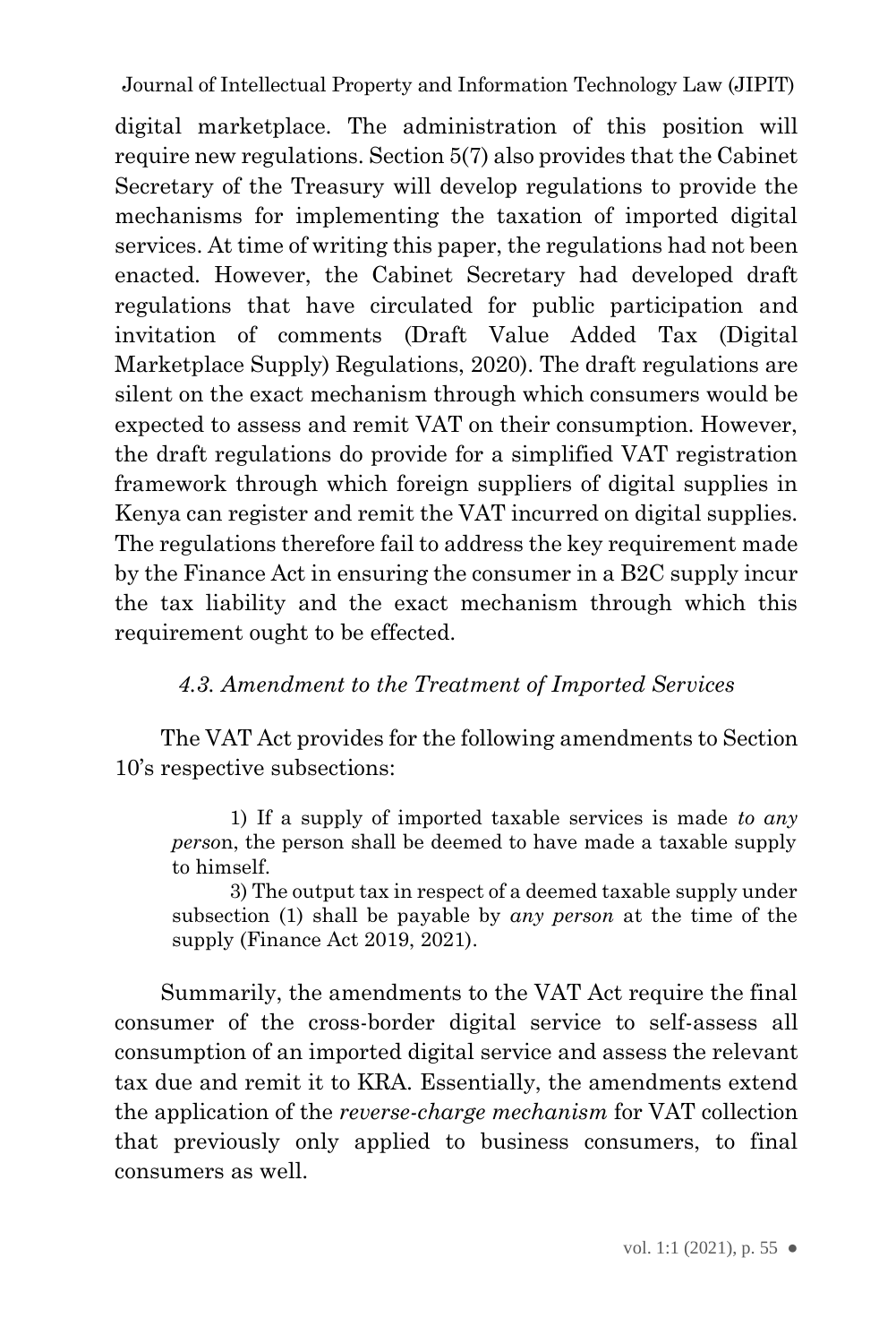digital marketplace. The administration of this position will require new regulations. Section 5(7) also provides that the Cabinet Secretary of the Treasury will develop regulations to provide the mechanisms for implementing the taxation of imported digital services. At time of writing this paper, the regulations had not been enacted. However, the Cabinet Secretary had developed draft regulations that have circulated for public participation and invitation of comments (Draft Value Added Tax (Digital Marketplace Supply) Regulations, 2020). The draft regulations are silent on the exact mechanism through which consumers would be expected to assess and remit VAT on their consumption. However, the draft regulations do provide for a simplified VAT registration framework through which foreign suppliers of digital supplies in Kenya can register and remit the VAT incurred on digital supplies. The regulations therefore fail to address the key requirement made by the Finance Act in ensuring the consumer in a B2C supply incur the tax liability and the exact mechanism through which this requirement ought to be effected.

### *4.3. Amendment to the Treatment of Imported Services*

The VAT Act provides for the following amendments to Section 10's respective subsections:

> 1) If a supply of imported taxable services is made *to any person*, the person shall be deemed to have made a taxable supply to himself.
>
> 3) The output tax in respect of a deemed taxable supply under subsection (1) shall be payable by *any person* at the time of the supply (Finance Act 2019, 2021).

Summarily, the amendments to the VAT Act require the final consumer of the cross-border digital service to self-assess all consumption of an imported digital service and assess the relevant tax due and remit it to KRA. Essentially, the amendments extend the application of the *reverse-charge mechanism* for VAT collection that previously only applied to business consumers, to final consumers as well.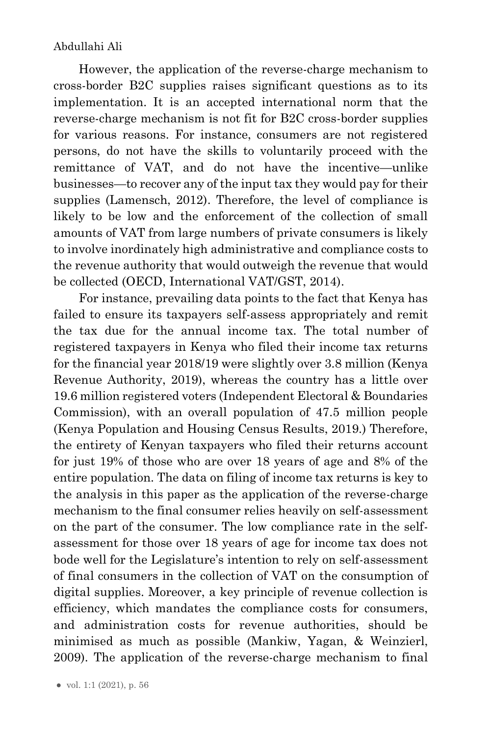However, the application of the reverse-charge mechanism to cross-border B2C supplies raises significant questions as to its implementation. It is an accepted international norm that the reverse-charge mechanism is not fit for B2C cross-border supplies for various reasons. For instance, consumers are not registered persons, do not have the skills to voluntarily proceed with the remittance of VAT, and do not have the incentive—unlike businesses—to recover any of the input tax they would pay for their supplies (Lamensch, 2012). Therefore, the level of compliance is likely to be low and the enforcement of the collection of small amounts of VAT from large numbers of private consumers is likely to involve inordinately high administrative and compliance costs to the revenue authority that would outweigh the revenue that would be collected (OECD, International VAT/GST, 2014).

For instance, prevailing data points to the fact that Kenya has failed to ensure its taxpayers self-assess appropriately and remit the tax due for the annual income tax. The total number of registered taxpayers in Kenya who filed their income tax returns for the financial year 2018/19 were slightly over 3.8 million (Kenya Revenue Authority, 2019), whereas the country has a little over 19.6 million registered voters (Independent Electoral & Boundaries Commission), with an overall population of 47.5 million people (Kenya Population and Housing Census Results, 2019.) Therefore, the entirety of Kenyan taxpayers who filed their returns account for just 19% of those who are over 18 years of age and 8% of the entire population. The data on filing of income tax returns is key to the analysis in this paper as the application of the reverse-charge mechanism to the final consumer relies heavily on self-assessment on the part of the consumer. The low compliance rate in the self-assessment for those over 18 years of age for income tax does not bode well for the Legislature's intention to rely on self-assessment of final consumers in the collection of VAT on the consumption of digital supplies. Moreover, a key principle of revenue collection is efficiency, which mandates the compliance costs for consumers, and administration costs for revenue authorities, should be minimised as much as possible (Mankiw, Yagan, & Weinzierl, 2009). The application of the reverse-charge mechanism to final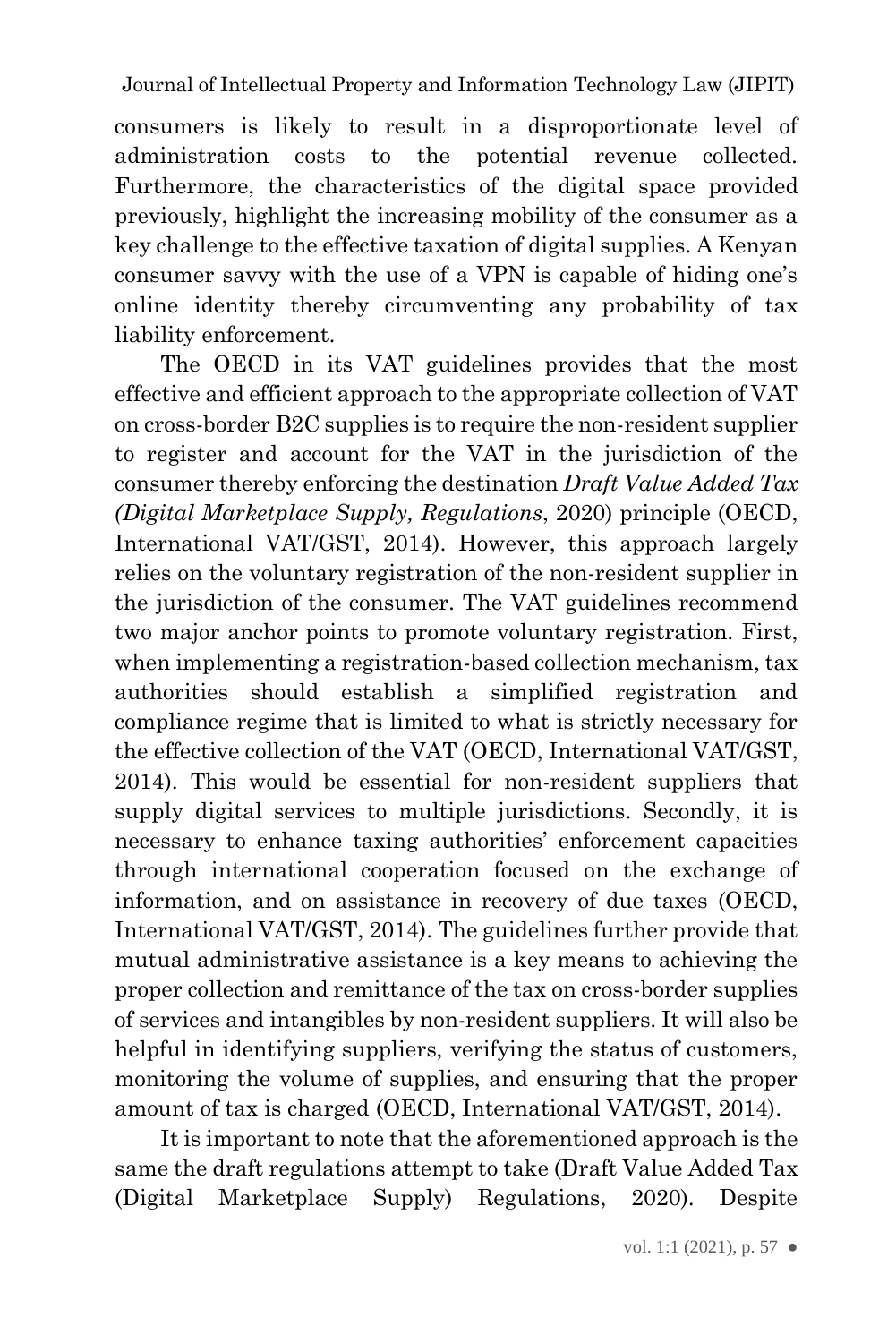consumers is likely to result in a disproportionate level of administration costs to the potential revenue collected. Furthermore, the characteristics of the digital space provided previously, highlight the increasing mobility of the consumer as a key challenge to the effective taxation of digital supplies. A Kenyan consumer savvy with the use of a VPN is capable of hiding one's online identity thereby circumventing any probability of tax liability enforcement.

The OECD in its VAT guidelines provides that the most effective and efficient approach to the appropriate collection of VAT on cross-border B2C supplies is to require the non-resident supplier to register and account for the VAT in the jurisdiction of the consumer thereby enforcing the destination *Draft Value Added Tax (Digital Marketplace Supply, Regulations*, 2020) principle (OECD, International VAT/GST, 2014). However, this approach largely relies on the voluntary registration of the non-resident supplier in the jurisdiction of the consumer. The VAT guidelines recommend two major anchor points to promote voluntary registration. First, when implementing a registration-based collection mechanism, tax authorities should establish a simplified registration and compliance regime that is limited to what is strictly necessary for the effective collection of the VAT (OECD, International VAT/GST, 2014). This would be essential for non-resident suppliers that supply digital services to multiple jurisdictions. Secondly, it is necessary to enhance taxing authorities' enforcement capacities through international cooperation focused on the exchange of information, and on assistance in recovery of due taxes (OECD, International VAT/GST, 2014). The guidelines further provide that mutual administrative assistance is a key means to achieving the proper collection and remittance of the tax on cross-border supplies of services and intangibles by non-resident suppliers. It will also be helpful in identifying suppliers, verifying the status of customers, monitoring the volume of supplies, and ensuring that the proper amount of tax is charged (OECD, International VAT/GST, 2014).

It is important to note that the aforementioned approach is the same the draft regulations attempt to take (Draft Value Added Tax (Digital Marketplace Supply) Regulations, 2020). Despite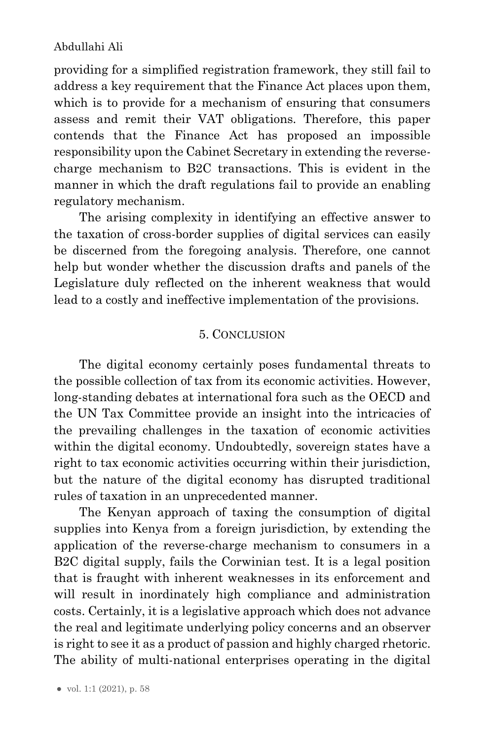providing for a simplified registration framework, they still fail to address a key requirement that the Finance Act places upon them, which is to provide for a mechanism of ensuring that consumers assess and remit their VAT obligations. Therefore, this paper contends that the Finance Act has proposed an impossible responsibility upon the Cabinet Secretary in extending the reverse-charge mechanism to B2C transactions. This is evident in the manner in which the draft regulations fail to provide an enabling regulatory mechanism.

The arising complexity in identifying an effective answer to the taxation of cross-border supplies of digital services can easily be discerned from the foregoing analysis. Therefore, one cannot help but wonder whether the discussion drafts and panels of the Legislature duly reflected on the inherent weakness that would lead to a costly and ineffective implementation of the provisions.

## 5. Conclusion

The digital economy certainly poses fundamental threats to the possible collection of tax from its economic activities. However, long-standing debates at international fora such as the OECD and the UN Tax Committee provide an insight into the intricacies of the prevailing challenges in the taxation of economic activities within the digital economy. Undoubtedly, sovereign states have a right to tax economic activities occurring within their jurisdiction, but the nature of the digital economy has disrupted traditional rules of taxation in an unprecedented manner.

The Kenyan approach of taxing the consumption of digital supplies into Kenya from a foreign jurisdiction, by extending the application of the reverse-charge mechanism to consumers in a B2C digital supply, fails the Corwinian test. It is a legal position that is fraught with inherent weaknesses in its enforcement and will result in inordinately high compliance and administration costs. Certainly, it is a legislative approach which does not advance the real and legitimate underlying policy concerns and an observer is right to see it as a product of passion and highly charged rhetoric. The ability of multi-national enterprises operating in the digital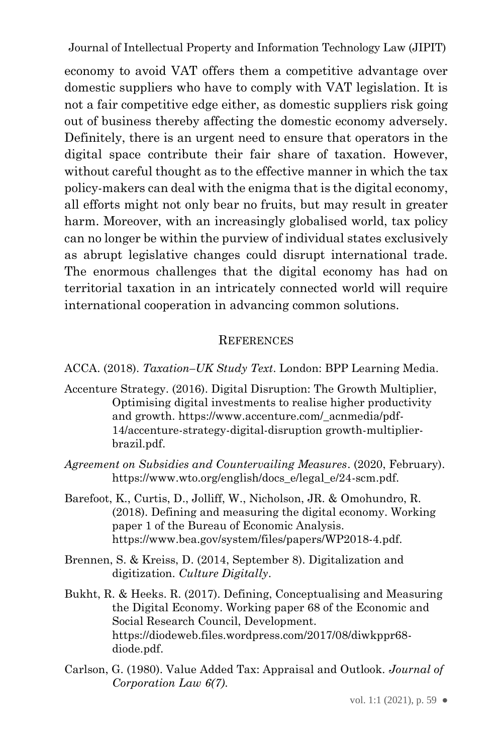economy to avoid VAT offers them a competitive advantage over domestic suppliers who have to comply with VAT legislation. It is not a fair competitive edge either, as domestic suppliers risk going out of business thereby affecting the domestic economy adversely. Definitely, there is an urgent need to ensure that operators in the digital space contribute their fair share of taxation. However, without careful thought as to the effective manner in which the tax policy-makers can deal with the enigma that is the digital economy, all efforts might not only bear no fruits, but may result in greater harm. Moreover, with an increasingly globalised world, tax policy can no longer be within the purview of individual states exclusively as abrupt legislative changes could disrupt international trade. The enormous challenges that the digital economy has had on territorial taxation in an intricately connected world will require international cooperation in advancing common solutions.

## REFERENCES

ACCA. (2018). *Taxation–UK Study Text*. London: BPP Learning Media.

Accenture Strategy. (2016). Digital Disruption: The Growth Multiplier, Optimising digital investments to realise higher productivity and growth. https://www.accenture.com/_acnmedia/pdf-14/accenture-strategy-digital-disruption growth-multiplier-brazil.pdf.

*Agreement on Subsidies and Countervailing Measures*. (2020, February). https://www.wto.org/english/docs_e/legal_e/24-scm.pdf.

Barefoot, K., Curtis, D., Jolliff, W., Nicholson, JR. & Omohundro, R. (2018). Defining and measuring the digital economy. Working paper 1 of the Bureau of Economic Analysis. https://www.bea.gov/system/files/papers/WP2018-4.pdf.

Brennen, S. & Kreiss, D. (2014, September 8). Digitalization and digitization. *Culture Digitally*.

Bukht, R. & Heeks. R. (2017). Defining, Conceptualising and Measuring the Digital Economy. Working paper 68 of the Economic and Social Research Council, Development. https://diodeweb.files.wordpress.com/2017/08/diwkppr68-diode.pdf.

Carlson, G. (1980). Value Added Tax: Appraisal and Outlook. *Journal of Corporation Law 6(7).*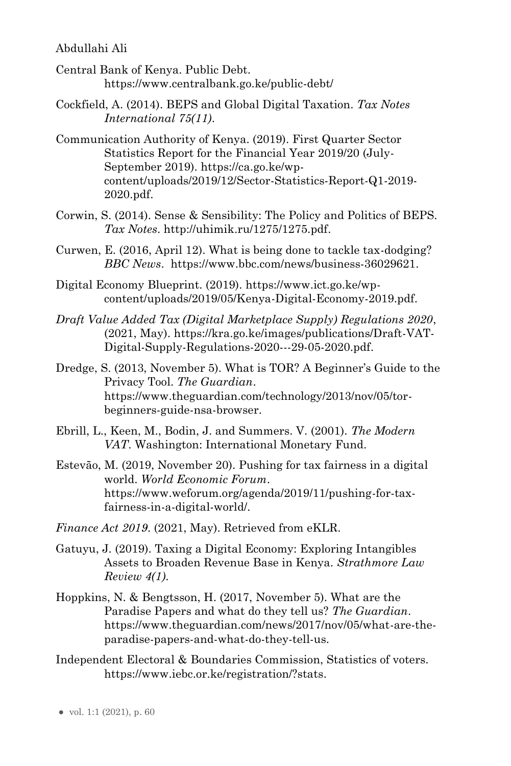Central Bank of Kenya. Public Debt. https://www.centralbank.go.ke/public-debt/

Cockfield, A. (2014). BEPS and Global Digital Taxation. *Tax Notes International 75(11)*.

Communication Authority of Kenya. (2019). First Quarter Sector Statistics Report for the Financial Year 2019/20 (July-September 2019). https://ca.go.ke/wp-content/uploads/2019/12/Sector-Statistics-Report-Q1-2019-2020.pdf.

Corwin, S. (2014). Sense & Sensibility: The Policy and Politics of BEPS. *Tax Notes*. http://uhimik.ru/1275/1275.pdf.

Curwen, E. (2016, April 12). What is being done to tackle tax-dodging? *BBC News*. https://www.bbc.com/news/business-36029621.

Digital Economy Blueprint. (2019). https://www.ict.go.ke/wp-content/uploads/2019/05/Kenya-Digital-Economy-2019.pdf.

*Draft Value Added Tax (Digital Marketplace Supply) Regulations 2020*, (2021, May). https://kra.go.ke/images/publications/Draft-VAT-Digital-Supply-Regulations-2020---29-05-2020.pdf.

Dredge, S. (2013, November 5). What is TOR? A Beginner's Guide to the Privacy Tool. *The Guardian*. https://www.theguardian.com/technology/2013/nov/05/tor-beginners-guide-nsa-browser.

Ebrill, L., Keen, M., Bodin, J. and Summers. V. (2001). *The Modern VAT*. Washington: International Monetary Fund.

Estevão, M. (2019, November 20). Pushing for tax fairness in a digital world. *World Economic Forum*. https://www.weforum.org/agenda/2019/11/pushing-for-tax-fairness-in-a-digital-world/.

*Finance Act 2019*. (2021, May). Retrieved from eKLR.

Gatuyu, J. (2019). Taxing a Digital Economy: Exploring Intangibles Assets to Broaden Revenue Base in Kenya. *Strathmore Law Review 4(1)*.

Hoppkins, N. & Bengtsson, H. (2017, November 5). What are the Paradise Papers and what do they tell us? *The Guardian*. https://www.theguardian.com/news/2017/nov/05/what-are-the-paradise-papers-and-what-do-they-tell-us.

Independent Electoral & Boundaries Commission, Statistics of voters. https://www.iebc.or.ke/registration/?stats.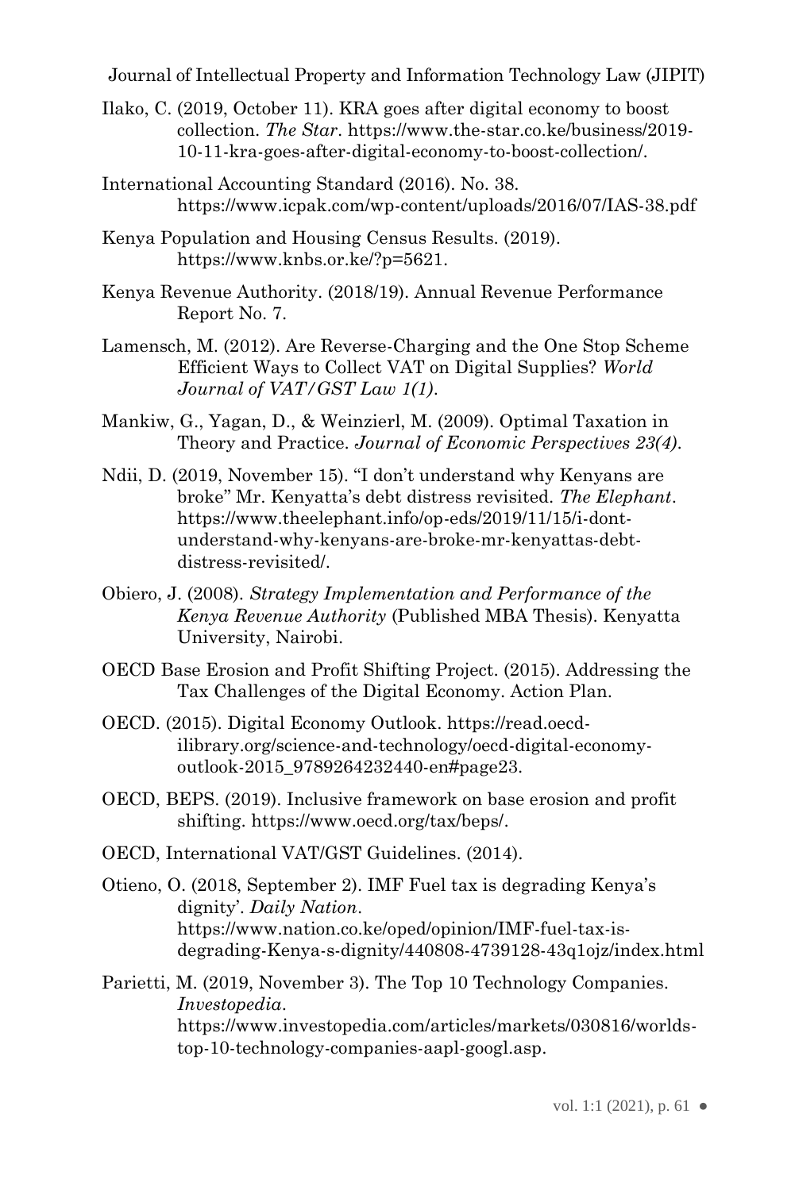Ilako, C. (2019, October 11). KRA goes after digital economy to boost collection. *The Star*. https://www.the-star.co.ke/business/2019-10-11-kra-goes-after-digital-economy-to-boost-collection/.

International Accounting Standard (2016). No. 38. https://www.icpak.com/wp-content/uploads/2016/07/IAS-38.pdf

Kenya Population and Housing Census Results. (2019). https://www.knbs.or.ke/?p=5621.

Kenya Revenue Authority. (2018/19). Annual Revenue Performance Report No. 7.

Lamensch, M. (2012). Are Reverse-Charging and the One Stop Scheme Efficient Ways to Collect VAT on Digital Supplies? *World Journal of VAT/GST Law 1(1)*.

Mankiw, G., Yagan, D., & Weinzierl, M. (2009). Optimal Taxation in Theory and Practice. *Journal of Economic Perspectives 23(4)*.

Ndii, D. (2019, November 15). "I don't understand why Kenyans are broke" Mr. Kenyatta's debt distress revisited. *The Elephant*. https://www.theelephant.info/op-eds/2019/11/15/i-dont-understand-why-kenyans-are-broke-mr-kenyattas-debt-distress-revisited/.

Obiero, J. (2008). *Strategy Implementation and Performance of the Kenya Revenue Authority* (Published MBA Thesis). Kenyatta University, Nairobi.

OECD Base Erosion and Profit Shifting Project. (2015). Addressing the Tax Challenges of the Digital Economy. Action Plan.

OECD. (2015). Digital Economy Outlook. https://read.oecd-ilibrary.org/science-and-technology/oecd-digital-economy-outlook-2015_9789264232440-en#page23.

OECD, BEPS. (2019). Inclusive framework on base erosion and profit shifting. https://www.oecd.org/tax/beps/.

OECD, International VAT/GST Guidelines. (2014).

Otieno, O. (2018, September 2). IMF Fuel tax is degrading Kenya's dignity'. *Daily Nation*. https://www.nation.co.ke/oped/opinion/IMF-fuel-tax-is-degrading-Kenya-s-dignity/440808-4739128-43q1ojz/index.html

Parietti, M. (2019, November 3). The Top 10 Technology Companies. *Investopedia*. https://www.investopedia.com/articles/markets/030816/worlds-top-10-technology-companies-aapl-googl.asp.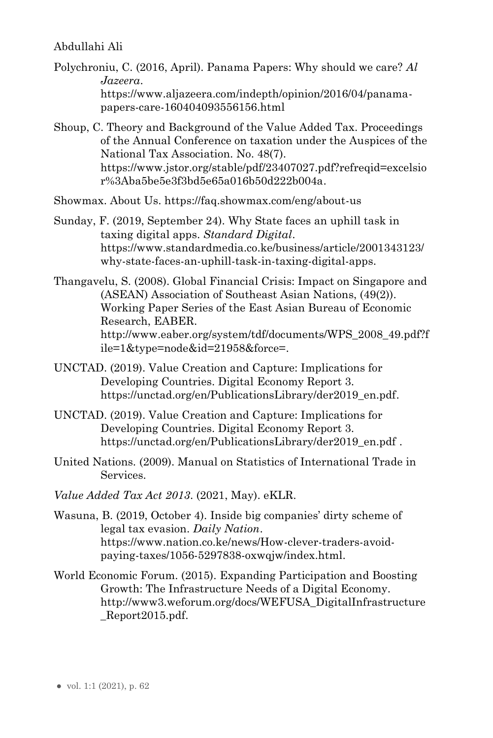Polychroniu, C. (2016, April). Panama Papers: Why should we care? *Al Jazeera*. https://www.aljazeera.com/indepth/opinion/2016/04/panama-papers-care-160404093556156.html

Shoup, C. Theory and Background of the Value Added Tax. Proceedings of the Annual Conference on taxation under the Auspices of the National Tax Association. No. 48(7). https://www.jstor.org/stable/pdf/23407027.pdf?refreqid=excelsior%3Aba5be5e3f3bd5e65a016b50d222b004a.

Showmax. About Us. https://faq.showmax.com/eng/about-us

Sunday, F. (2019, September 24). Why State faces an uphill task in taxing digital apps. *Standard Digital*. https://www.standardmedia.co.ke/business/article/2001343123/why-state-faces-an-uphill-task-in-taxing-digital-apps.

Thangavelu, S. (2008). Global Financial Crisis: Impact on Singapore and (ASEAN) Association of Southeast Asian Nations, (49(2)). Working Paper Series of the East Asian Bureau of Economic Research, EABER. http://www.eaber.org/system/tdf/documents/WPS_2008_49.pdf?file=1&type=node&id=21958&force=.

UNCTAD. (2019). Value Creation and Capture: Implications for Developing Countries. Digital Economy Report 3. https://unctad.org/en/PublicationsLibrary/der2019_en.pdf.

UNCTAD. (2019). Value Creation and Capture: Implications for Developing Countries. Digital Economy Report 3. https://unctad.org/en/PublicationsLibrary/der2019_en.pdf .

United Nations. (2009). Manual on Statistics of International Trade in Services.

*Value Added Tax Act 2013*. (2021, May). eKLR.

Wasuna, B. (2019, October 4). Inside big companies' dirty scheme of legal tax evasion. *Daily Nation*. https://www.nation.co.ke/news/How-clever-traders-avoid-paying-taxes/1056-5297838-oxwqjw/index.html.

World Economic Forum. (2015). Expanding Participation and Boosting Growth: The Infrastructure Needs of a Digital Economy. http://www3.weforum.org/docs/WEFUSA_DigitalInfrastructure_Report2015.pdf.